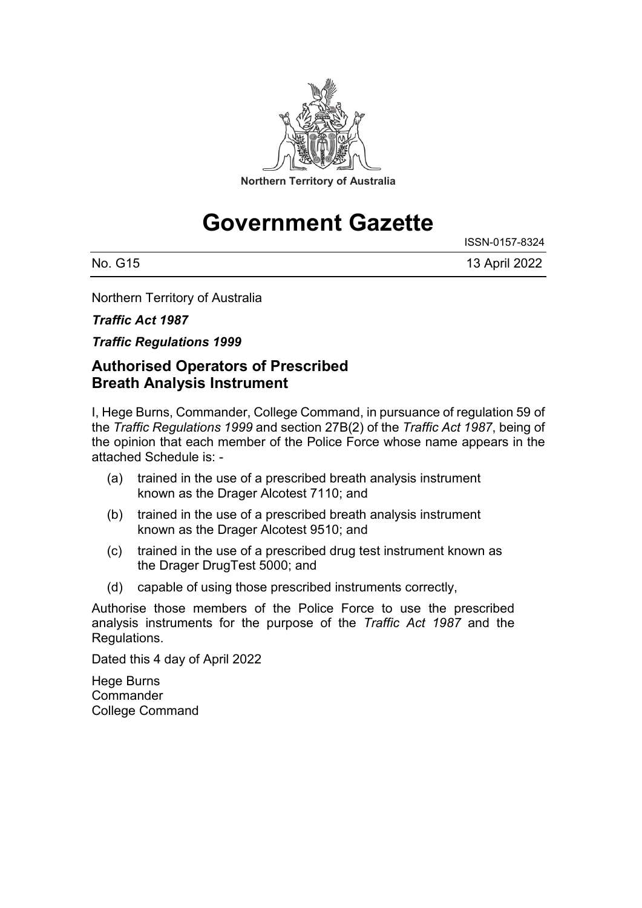Northern Territory of Australia

# Government Gazette

ISSN-0157-8324

No. G15 13 April 2022

Northern Territory of Australia

***Traffic Act 1987***

***Traffic Regulations 1999***

## Authorised Operators of Prescribed Breath Analysis Instrument

I, Hege Burns, Commander, College Command, in pursuance of regulation 59 of the *Traffic Regulations 1999* and section 27B(2) of the *Traffic Act 1987*, being of the opinion that each member of the Police Force whose name appears in the attached Schedule is: -

(a) trained in the use of a prescribed breath analysis instrument known as the Drager Alcotest 7110; and

(b) trained in the use of a prescribed breath analysis instrument known as the Drager Alcotest 9510; and

(c) trained in the use of a prescribed drug test instrument known as the Drager DrugTest 5000; and

(d) capable of using those prescribed instruments correctly,

Authorise those members of the Police Force to use the prescribed analysis instruments for the purpose of the *Traffic Act 1987* and the Regulations.

Dated this 4 day of April 2022

Hege Burns
Commander
College Command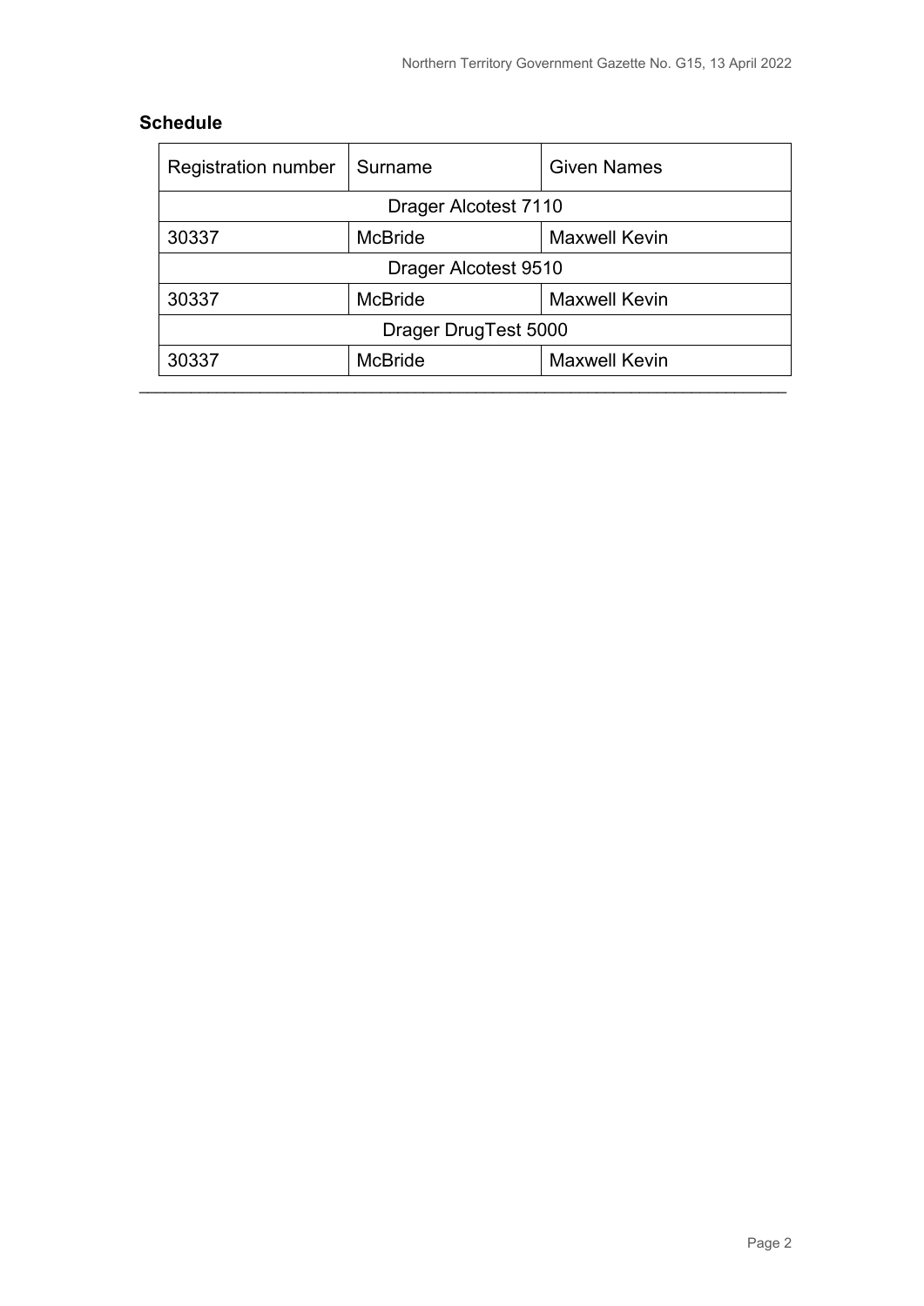## Schedule

| Registration number | Surname | Given Names |
|---|---|---|
| Drager Alcotest 7110 | | |
| 30337 | McBride | Maxwell Kevin |
| Drager Alcotest 9510 | | |
| 30337 | McBride | Maxwell Kevin |
| Drager DrugTest 5000 | | |
| 30337 | McBride | Maxwell Kevin |

---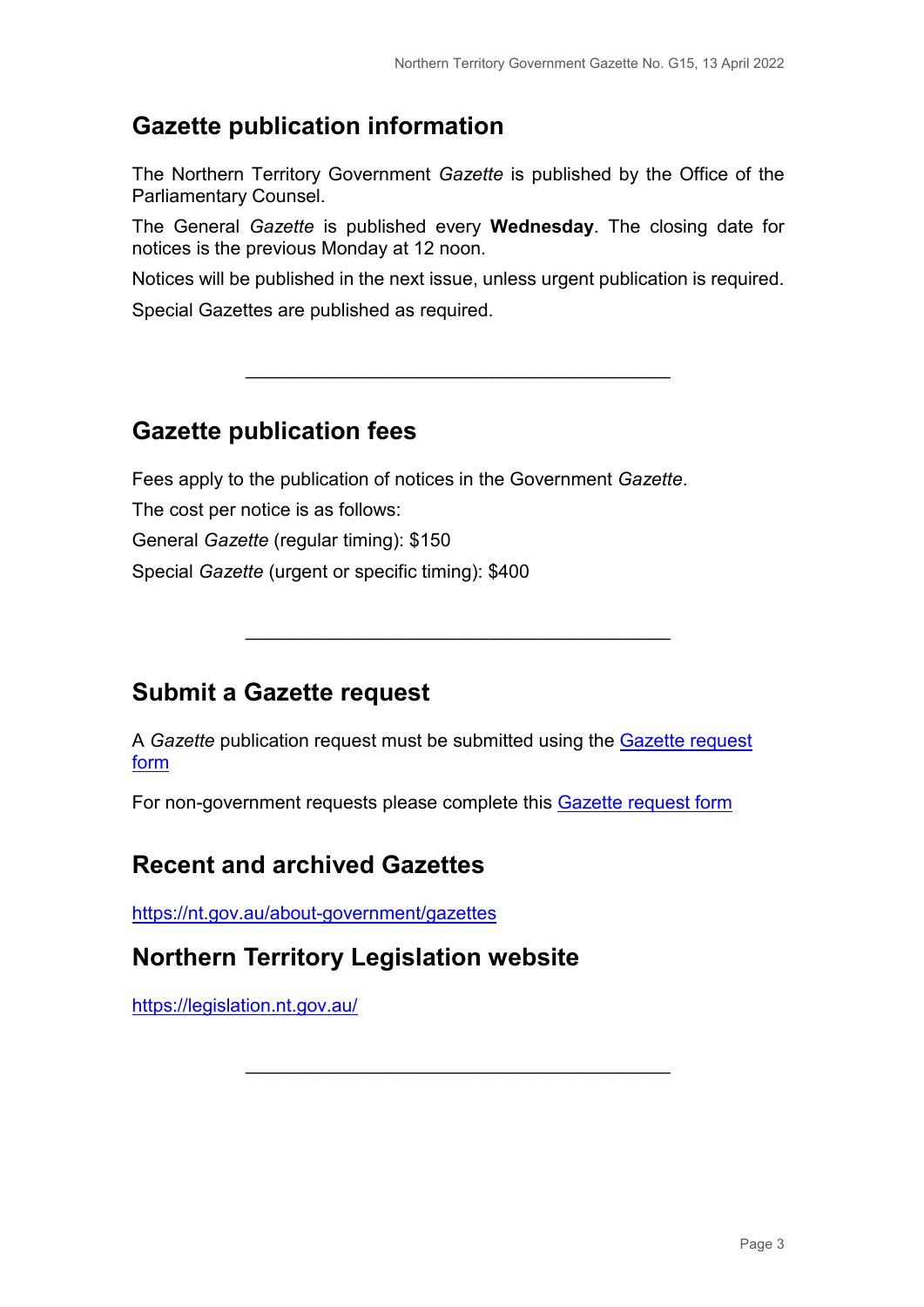## Gazette publication information

The Northern Territory Government *Gazette* is published by the Office of the Parliamentary Counsel.

The General *Gazette* is published every **Wednesday**. The closing date for notices is the previous Monday at 12 noon.

Notices will be published in the next issue, unless urgent publication is required.

Special Gazettes are published as required.

---

## Gazette publication fees

Fees apply to the publication of notices in the Government *Gazette*.

The cost per notice is as follows:

General *Gazette* (regular timing): $150

Special *Gazette* (urgent or specific timing): $400

---

## Submit a Gazette request

A *Gazette* publication request must be submitted using the Gazette request form

For non-government requests please complete this Gazette request form

## Recent and archived Gazettes

https://nt.gov.au/about-government/gazettes

## Northern Territory Legislation website

https://legislation.nt.gov.au/

---